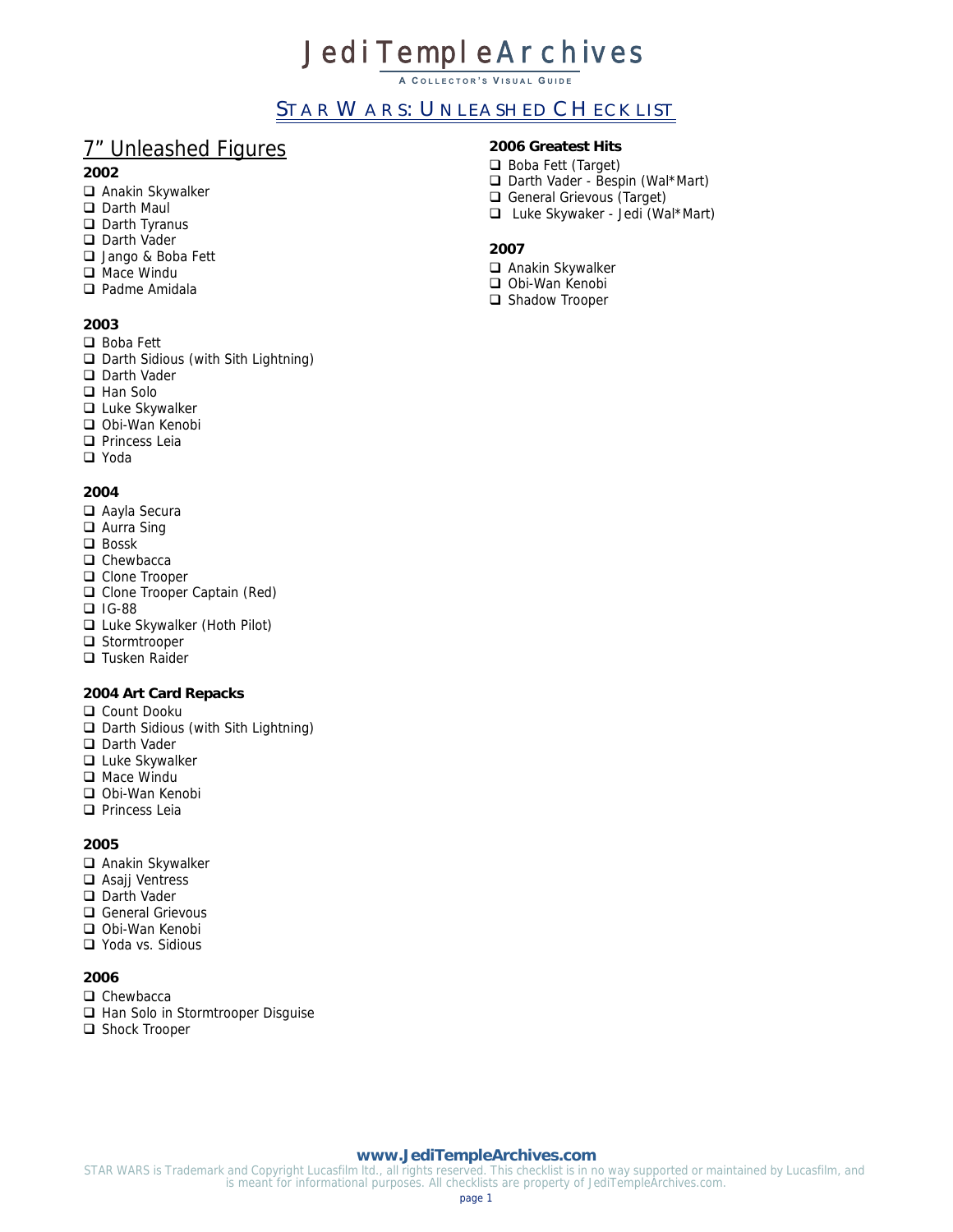# JediTempleArchives

A COLLECTOR'S VISUAL GUIDE

## STAR WARS: UNLEASHED CHECKLIST

## 7" Unleashed Figures

### 2002

- ❑ Anakin Skywalker
- ❑ Darth Maul
- ❑ Darth Tyranus
- ❑ Darth Vader
- ❑ Jango & Boba Fett
- ❑ Mace Windu
- ❑ Padme Amidala

### 2003

- ❑ Boba Fett
- ❑ Darth Sidious (with Sith Lightning)
- ❑ Darth Vader
- ❑ Han Solo
- ❑ Luke Skywalker
- ❑ Obi-Wan Kenobi
- ❑ Princess Leia
- ❑ Yoda

### 2004

- ❑ Aayla Secura
- ❑ Aurra Sing
- ❑ Bossk
- ❑ Chewbacca
- ❑ Clone Trooper
- ❑ Clone Trooper Captain (Red)
- ❑ IG-88
- ❑ Luke Skywalker (Hoth Pilot)
- ❑ Stormtrooper
- ❑ Tusken Raider

### 2004 Art Card Repacks

- ❑ Count Dooku
- ❑ Darth Sidious (with Sith Lightning)
- ❑ Darth Vader
- ❑ Luke Skywalker
- ❑ Mace Windu
- ❑ Obi-Wan Kenobi
- ❑ Princess Leia

### 2005

- ❑ Anakin Skywalker
- ❑ Asajj Ventress
- ❑ Darth Vader
- ❑ General Grievous
- ❑ Obi-Wan Kenobi
- ❑ Yoda vs. Sidious

### 2006

- ❑ Chewbacca
- ❑ Han Solo in Stormtrooper Disguise
- ❑ Shock Trooper

### 2006 Greatest Hits

- ❑ Boba Fett (Target)
- ❑ Darth Vader - Bespin (Wal*Mart)
- ❑ General Grievous (Target)
- ❑ Luke Skywaker - Jedi (Wal*Mart)

### 2007

- ❑ Anakin Skywalker
- ❑ Obi-Wan Kenobi
- ❑ Shadow Trooper

**www.JediTempleArchives.com**

STAR WARS is Trademark and Copyright Lucasfilm ltd., all rights reserved. This checklist is in no way supported or maintained by Lucasfilm, and is meant for informational purposes. All checklists are property of JediTempleArchives.com.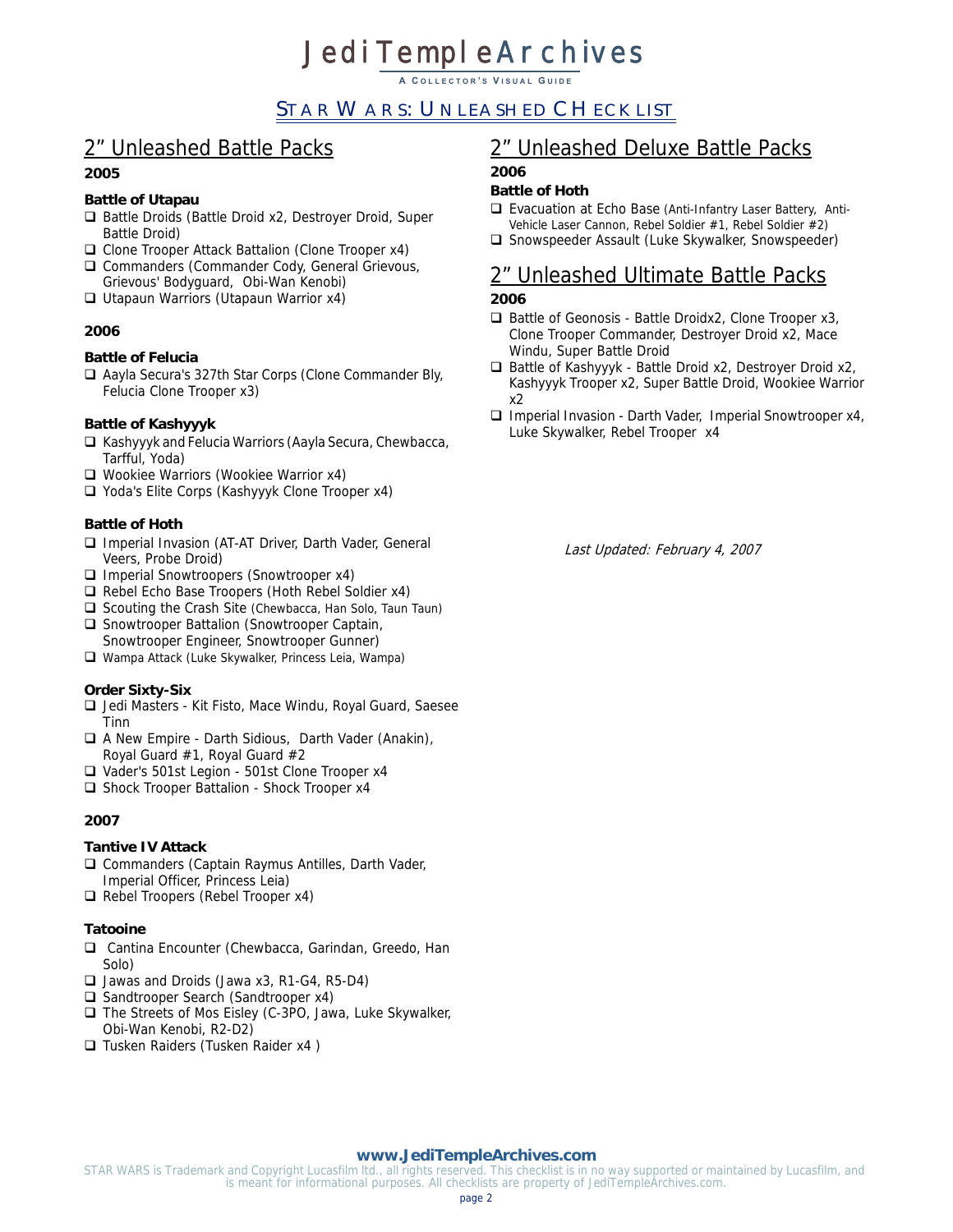# JediTempleArchives

A COLLECTOR'S VISUAL GUIDE

## STAR WARS: UNLEASHED CHECKLIST

## 2" Unleashed Battle Packs

**2005**

**Battle of Utapau**

- ☐ Battle Droids (Battle Droid x2, Destroyer Droid, Super Battle Droid)
- ☐ Clone Trooper Attack Battalion (Clone Trooper x4)
- ☐ Commanders (Commander Cody, General Grievous, Grievous' Bodyguard, Obi-Wan Kenobi)
- ☐ Utapaun Warriors (Utapaun Warrior x4)

**2006**

**Battle of Felucia**

- ☐ Aayla Secura's 327th Star Corps (Clone Commander Bly, Felucia Clone Trooper x3)

**Battle of Kashyyyk**

- ☐ Kashyyyk and Felucia Warriors (Aayla Secura, Chewbacca, Tarfful, Yoda)
- ☐ Wookiee Warriors (Wookiee Warrior x4)
- ☐ Yoda's Elite Corps (Kashyyyk Clone Trooper x4)

**Battle of Hoth**

- ☐ Imperial Invasion (AT-AT Driver, Darth Vader, General Veers, Probe Droid)
- ☐ Imperial Snowtroopers (Snowtrooper x4)
- ☐ Rebel Echo Base Troopers (Hoth Rebel Soldier x4)
- ☐ Scouting the Crash Site (Chewbacca, Han Solo, Taun Taun)
- ☐ Snowtrooper Battalion (Snowtrooper Captain, Snowtrooper Engineer, Snowtrooper Gunner)
- ☐ Wampa Attack (Luke Skywalker, Princess Leia, Wampa)

**Order Sixty-Six**

- ☐ Jedi Masters - Kit Fisto, Mace Windu, Royal Guard, Saesee Tinn
- ☐ A New Empire - Darth Sidious, Darth Vader (Anakin), Royal Guard #1, Royal Guard #2
- ☐ Vader's 501st Legion - 501st Clone Trooper x4
- ☐ Shock Trooper Battalion - Shock Trooper x4

**2007**

**Tantive IV Attack**

- ☐ Commanders (Captain Raymus Antilles, Darth Vader, Imperial Officer, Princess Leia)
- ☐ Rebel Troopers (Rebel Trooper x4)

**Tatooine**

- ☐ Cantina Encounter (Chewbacca, Garindan, Greedo, Han Solo)
- ☐ Jawas and Droids (Jawa x3, R1-G4, R5-D4)
- ☐ Sandtrooper Search (Sandtrooper x4)
- ☐ The Streets of Mos Eisley (C-3PO, Jawa, Luke Skywalker, Obi-Wan Kenobi, R2-D2)
- ☐ Tusken Raiders (Tusken Raider x4 )

## 2" Unleashed Deluxe Battle Packs

**2006**

**Battle of Hoth**

- ☐ Evacuation at Echo Base (Anti-Infantry Laser Battery, Anti-Vehicle Laser Cannon, Rebel Soldier #1, Rebel Soldier #2)
- ☐ Snowspeeder Assault (Luke Skywalker, Snowspeeder)

## 2" Unleashed Ultimate Battle Packs

**2006**

- ☐ Battle of Geonosis - Battle Droidx2, Clone Trooper x3, Clone Trooper Commander, Destroyer Droid x2, Mace Windu, Super Battle Droid
- ☐ Battle of Kashyyyk - Battle Droid x2, Destroyer Droid x2, Kashyyyk Trooper x2, Super Battle Droid, Wookiee Warrior x2
- ☐ Imperial Invasion - Darth Vader, Imperial Snowtrooper x4, Luke Skywalker, Rebel Trooper x4

*Last Updated: February 4, 2007*

**www.JediTempleArchives.com**

STAR WARS is Trademark and Copyright Lucasfilm ltd., all rights reserved. This checklist is in no way supported or maintained by Lucasfilm, and is meant for informational purposes. All checklists are property of JediTempleArchives.com.